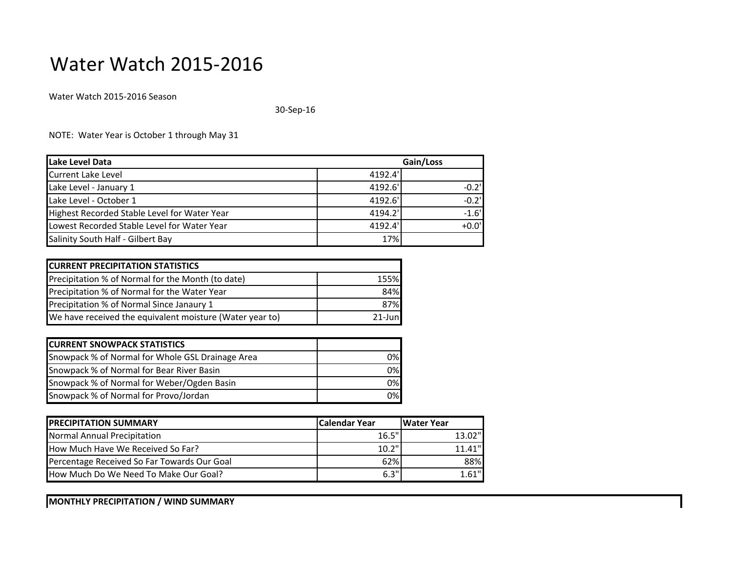# Water Watch 2015-2016

Water Watch 2015-2016 Season

30-Sep-16

NOTE: Water Year is October 1 through May 31

| Lake Level Data | | Gain/Loss |
|---|---|---|
| Current Lake Level | 4192.4' | |
| Lake Level - January 1 | 4192.6' | -0.2' |
| Lake Level - October 1 | 4192.6' | -0.2' |
| Highest Recorded Stable Level for Water Year | 4194.2' | -1.6' |
| Lowest Recorded Stable Level for Water Year | 4192.4' | +0.0' |
| Salinity South Half - Gilbert Bay | 17% | |

| CURRENT PRECIPITATION STATISTICS | |
|---|---|
| Precipitation % of Normal for the Month (to date) | 155% |
| Precipitation % of Normal for the Water Year | 84% |
| Precipitation % of Normal Since Janaury 1 | 87% |
| We have received the equivalent moisture (Water year to) | 21-Jun |

| CURRENT SNOWPACK STATISTICS | |
|---|---|
| Snowpack % of Normal for Whole GSL Drainage Area | 0% |
| Snowpack % of Normal for Bear River Basin | 0% |
| Snowpack % of Normal for Weber/Ogden Basin | 0% |
| Snowpack % of Normal for Provo/Jordan | 0% |

| PRECIPITATION SUMMARY | Calendar Year | Water Year |
|---|---|---|
| Normal Annual Precipitation | 16.5" | 13.02" |
| How Much Have We Received So Far? | 10.2" | 11.41" |
| Percentage Received So Far Towards Our Goal | 62% | 88% |
| How Much Do We Need To Make Our Goal? | 6.3" | 1.61" |

**MONTHLY PRECIPITATION / WIND SUMMARY**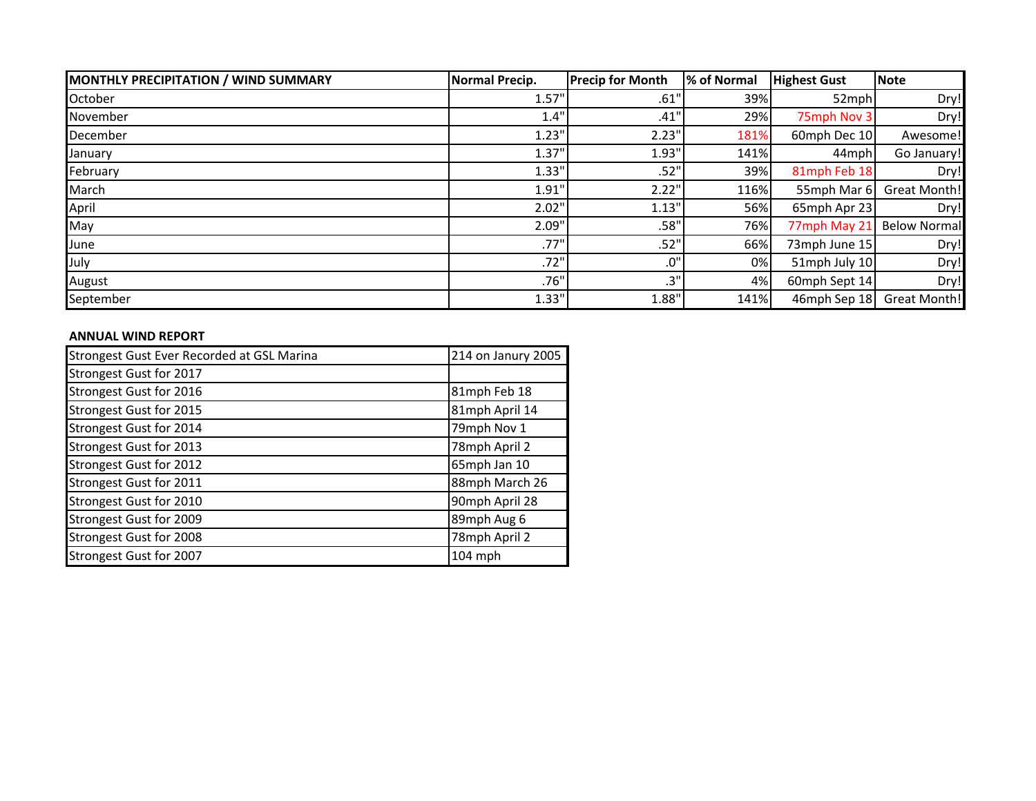| MONTHLY PRECIPITATION / WIND SUMMARY | Normal Precip. | Precip for Month | % of Normal | Highest Gust | Note |
|---|---|---|---|---|---|
| October | 1.57" | .61" | 39% | 52mph | Dry! |
| November | 1.4" | .41" | 29% | 75mph Nov 3 | Dry! |
| December | 1.23" | 2.23" | 181% | 60mph Dec 10 | Awesome! |
| January | 1.37" | 1.93" | 141% | 44mph | Go January! |
| February | 1.33" | .52" | 39% | 81mph Feb 18 | Dry! |
| March | 1.91" | 2.22" | 116% | 55mph Mar 6 | Great Month! |
| April | 2.02" | 1.13" | 56% | 65mph Apr 23 | Dry! |
| May | 2.09" | .58" | 76% | 77mph May 21 | Below Normal |
| June | .77" | .52" | 66% | 73mph June 15 | Dry! |
| July | .72" | .0" | 0% | 51mph July 10 | Dry! |
| August | .76" | .3" | 4% | 60mph Sept 14 | Dry! |
| September | 1.33" | 1.88" | 141% | 46mph Sep 18 | Great Month! |

**ANNUAL WIND REPORT**

| | |
|---|---|
| Strongest Gust Ever Recorded at GSL Marina | 214 on Janury 2005 |
| Strongest Gust for 2017 | |
| Strongest Gust for 2016 | 81mph Feb 18 |
| Strongest Gust for 2015 | 81mph April 14 |
| Strongest Gust for 2014 | 79mph Nov 1 |
| Strongest Gust for 2013 | 78mph April 2 |
| Strongest Gust for 2012 | 65mph Jan 10 |
| Strongest Gust for 2011 | 88mph March 26 |
| Strongest Gust for 2010 | 90mph April 28 |
| Strongest Gust for 2009 | 89mph Aug 6 |
| Strongest Gust for 2008 | 78mph April 2 |
| Strongest Gust for 2007 | 104 mph |